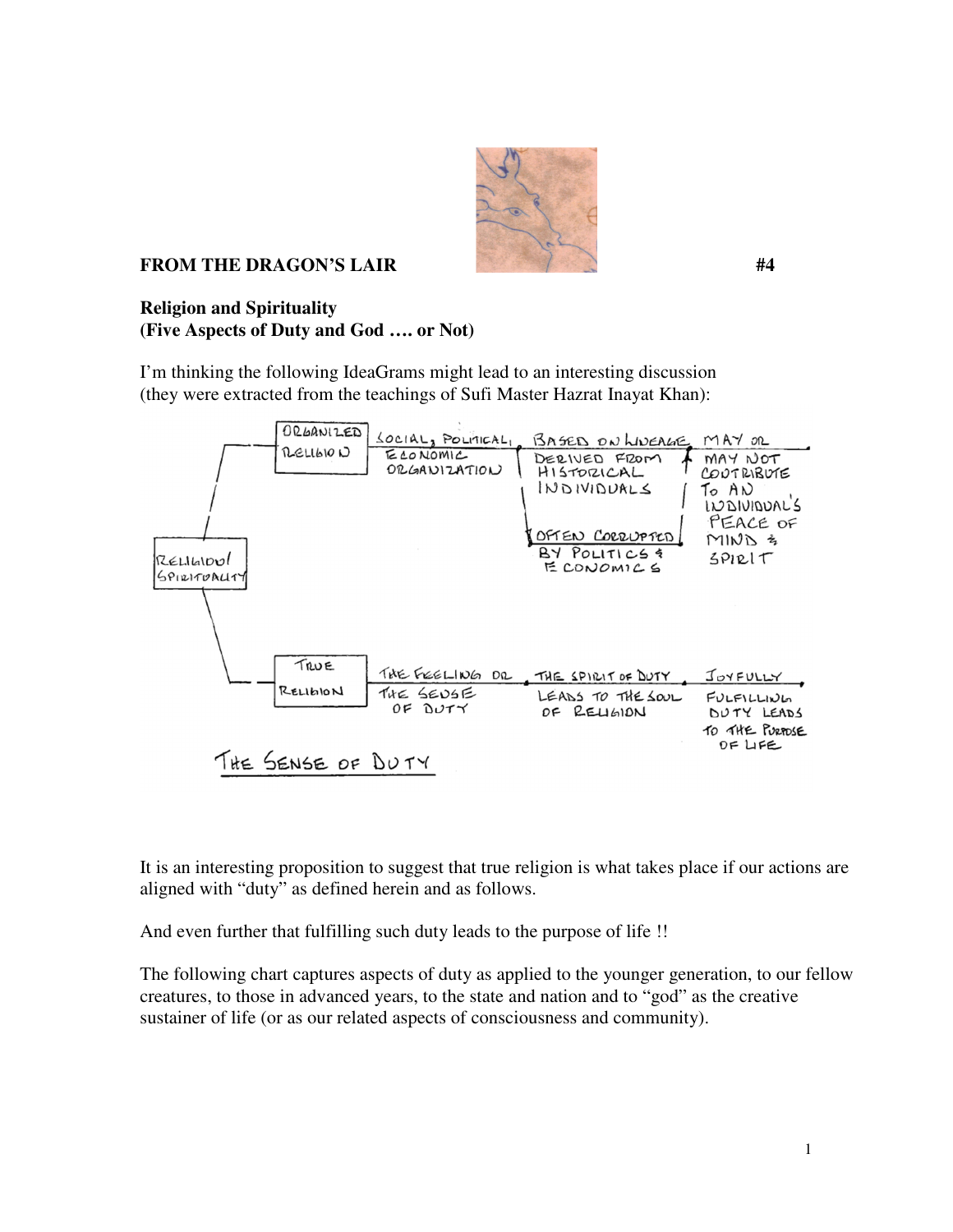**FROM THE DRAGON'S LAIR** **#4**

**Religion and Spirituality**
**(Five Aspects of Duty and God …. or Not)**

I'm thinking the following IdeaGrams might lead to an interesting discussion (they were extracted from the teachings of Sufi Master Hazrat Inayat Khan):

RELIGION/SPIRITUALITY

- ORGANIZED RELIGION — SOCIAL, POLITICAL, ECONOMIC ORGANIZATION — BASED ON LINEAGE DERIVED FROM HISTORICAL INDIVIDUALS / OFTEN CORRUPTED BY POLITICS & ECONOMICS — MAY OR MAY NOT CONTRIBUTE TO AN INDIVIDUAL'S PEACE OF MIND & SPIRIT
- TRUE RELIGION — THE FEELING OR THE SENSE OF DUTY — THE SPIRIT OF DUTY LEADS TO THE SOUL OF RELIGION — JOYFULLY FULFILLING DUTY LEADS TO THE PURPOSE OF LIFE

THE SENSE OF DUTY

It is an interesting proposition to suggest that true religion is what takes place if our actions are aligned with "duty" as defined herein and as follows.

And even further that fulfilling such duty leads to the purpose of life !!

The following chart captures aspects of duty as applied to the younger generation, to our fellow creatures, to those in advanced years, to the state and nation and to "god" as the creative sustainer of life (or as our related aspects of consciousness and community).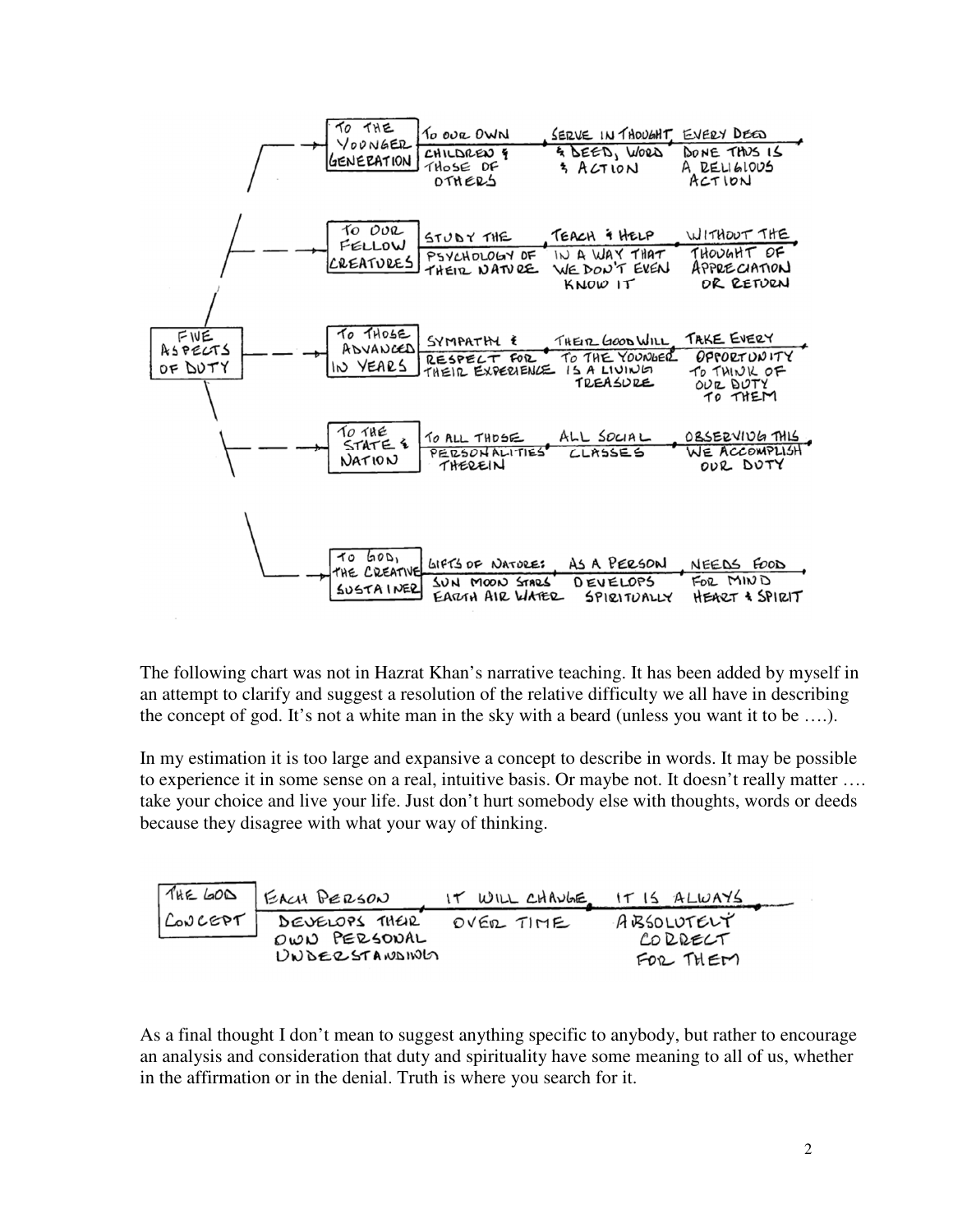FIVE ASPECTS OF DUTY

TO THE YOUNGER GENERATION — TO OUR OWN CHILDREN & THOSE OF OTHERS — SERVE IN THOUGHT & DEED, WORD & ACTION — EVERY DEED DONE THUS IS A RELIGIOUS ACTION

TO OUR FELLOW CREATURES — STUDY THE PSYCHOLOGY OF THEIR NATURE — TEACH & HELP IN A WAY THAT WE DON'T EVEN KNOW IT — WITHOUT THE THOUGHT OF APPRECIATION OR RETURN

TO THOSE ADVANCED IN YEARS — SYMPATHY & RESPECT FOR THEIR EXPERIENCE — THEIR GOOD WILL TO THE YOUNGER IS A LIVING TREASURE — TAKE EVERY OPPORTUNITY TO THINK OF OUR DUTY TO THEM

TO THE STATE & NATION — TO ALL THOSE PERSONALITIES THEREIN — ALL SOCIAL CLASSES — OBSERVING THIS WE ACCOMPLISH OUR DUTY

TO GOD, THE CREATIVE SUSTAINER — GIFTS OF NATURE: SUN MOON STARS EARTH AIR WATER — AS A PERSON DEVELOPS SPIRITUALLY — NEEDS FOOD FOR MIND HEART & SPIRIT

The following chart was not in Hazrat Khan's narrative teaching. It has been added by myself in an attempt to clarify and suggest a resolution of the relative difficulty we all have in describing the concept of god. It's not a white man in the sky with a beard (unless you want it to be ….).

In my estimation it is too large and expansive a concept to describe in words. It may be possible to experience it in some sense on a real, intuitive basis. Or maybe not. It doesn't really matter …. take your choice and live your life. Just don't hurt somebody else with thoughts, words or deeds because they disagree with what your way of thinking.

THE GOD CONCEPT — EACH PERSON DEVELOPS THEIR OWN PERSONAL UNDERSTANDING — IT WILL CHANGE OVER TIME — IT IS ALWAYS ABSOLUTELY CORRECT FOR THEM

As a final thought I don't mean to suggest anything specific to anybody, but rather to encourage an analysis and consideration that duty and spirituality have some meaning to all of us, whether in the affirmation or in the denial. Truth is where you search for it.